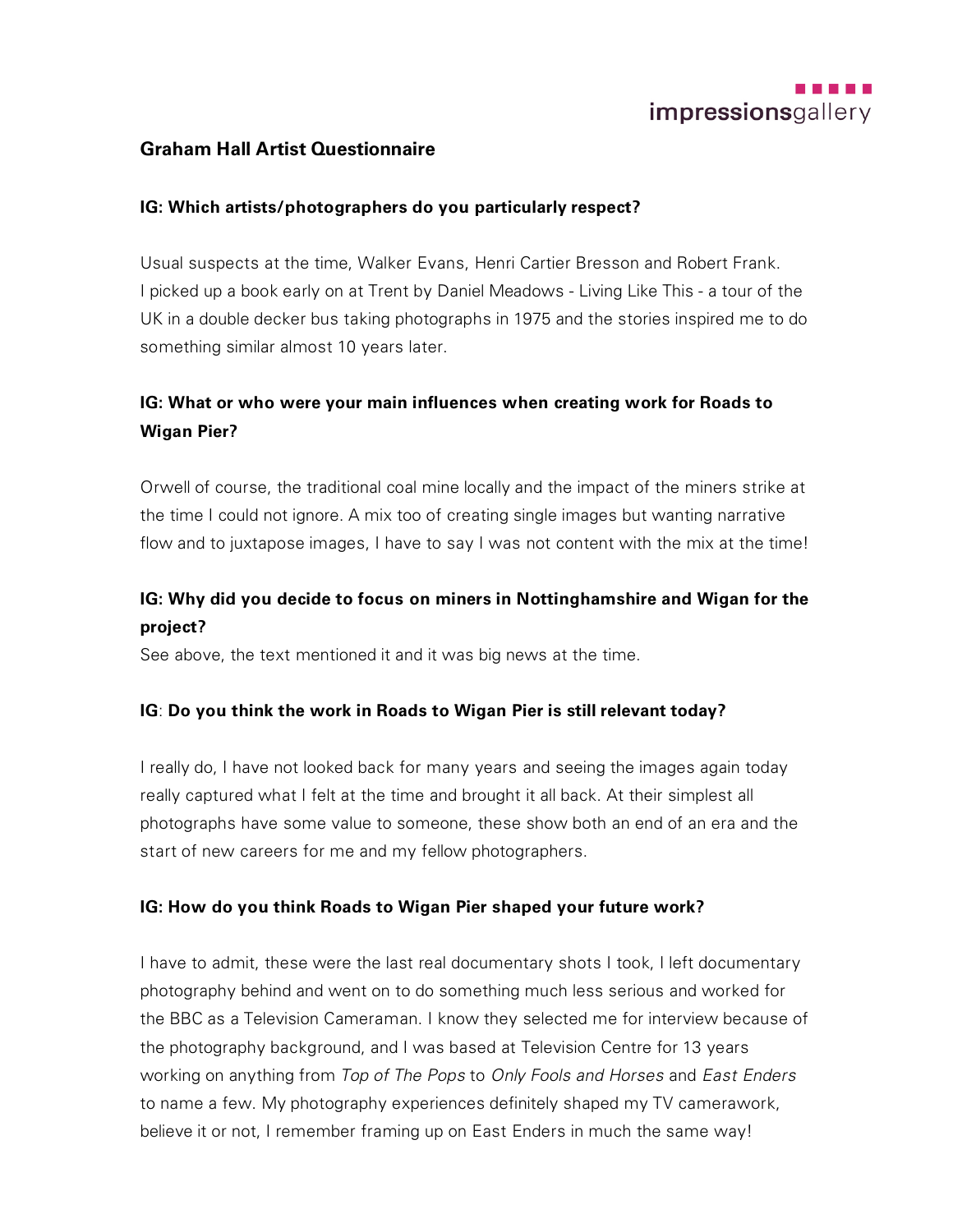# Graham Hall Artist Questionnaire

**IG: Which artists/photographers do you particularly respect?**

Usual suspects at the time, Walker Evans, Henri Cartier Bresson and Robert Frank. I picked up a book early on at Trent by Daniel Meadows - Living Like This - a tour of the UK in a double decker bus taking photographs in 1975 and the stories inspired me to do something similar almost 10 years later.

**IG: What or who were your main influences when creating work for Roads to Wigan Pier?**

Orwell of course, the traditional coal mine locally and the impact of the miners strike at the time I could not ignore. A mix too of creating single images but wanting narrative flow and to juxtapose images, I have to say I was not content with the mix at the time!

**IG: Why did you decide to focus on miners in Nottinghamshire and Wigan for the project?**

See above, the text mentioned it and it was big news at the time.

**IG: Do you think the work in Roads to Wigan Pier is still relevant today?**

I really do, I have not looked back for many years and seeing the images again today really captured what I felt at the time and brought it all back. At their simplest all photographs have some value to someone, these show both an end of an era and the start of new careers for me and my fellow photographers.

**IG: How do you think Roads to Wigan Pier shaped your future work?**

I have to admit, these were the last real documentary shots I took, I left documentary photography behind and went on to do something much less serious and worked for the BBC as a Television Cameraman. I know they selected me for interview because of the photography background, and I was based at Television Centre for 13 years working on anything from *Top of The Pops* to *Only Fools and Horses* and *East Enders* to name a few. My photography experiences definitely shaped my TV camerawork, believe it or not, I remember framing up on East Enders in much the same way!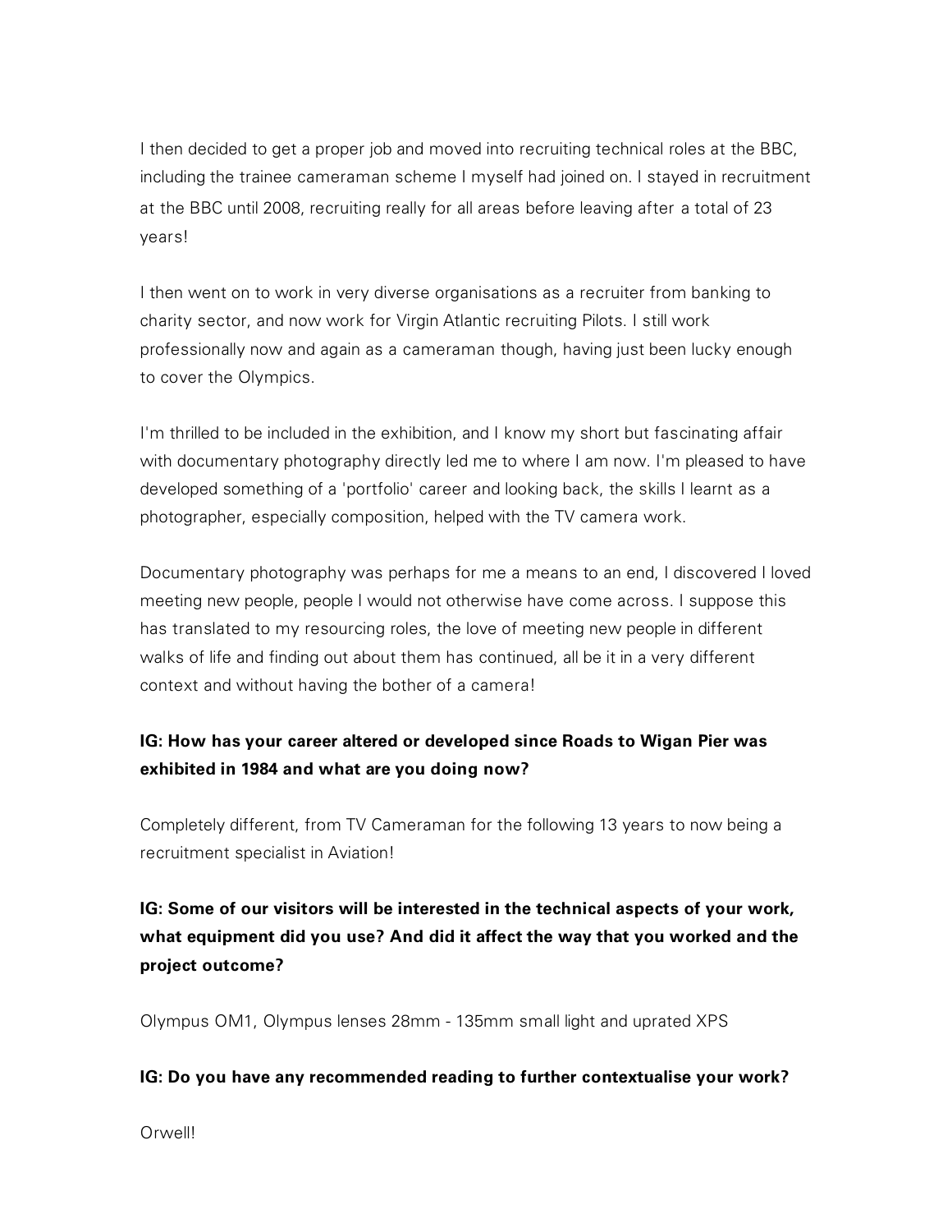I then decided to get a proper job and moved into recruiting technical roles at the BBC, including the trainee cameraman scheme I myself had joined on. I stayed in recruitment at the BBC until 2008, recruiting really for all areas before leaving after a total of 23 years!

I then went on to work in very diverse organisations as a recruiter from banking to charity sector, and now work for Virgin Atlantic recruiting Pilots. I still work professionally now and again as a cameraman though, having just been lucky enough to cover the Olympics.

I'm thrilled to be included in the exhibition, and I know my short but fascinating affair with documentary photography directly led me to where I am now. I'm pleased to have developed something of a 'portfolio' career and looking back, the skills I learnt as a photographer, especially composition, helped with the TV camera work.

Documentary photography was perhaps for me a means to an end, I discovered I loved meeting new people, people I would not otherwise have come across. I suppose this has translated to my resourcing roles, the love of meeting new people in different walks of life and finding out about them has continued, all be it in a very different context and without having the bother of a camera!

**IG: How has your career altered or developed since Roads to Wigan Pier was exhibited in 1984 and what are you doing now?**

Completely different, from TV Cameraman for the following 13 years to now being a recruitment specialist in Aviation!

**IG: Some of our visitors will be interested in the technical aspects of your work, what equipment did you use? And did it affect the way that you worked and the project outcome?**

Olympus OM1, Olympus lenses 28mm - 135mm small light and uprated XPS

**IG: Do you have any recommended reading to further contextualise your work?**

Orwell!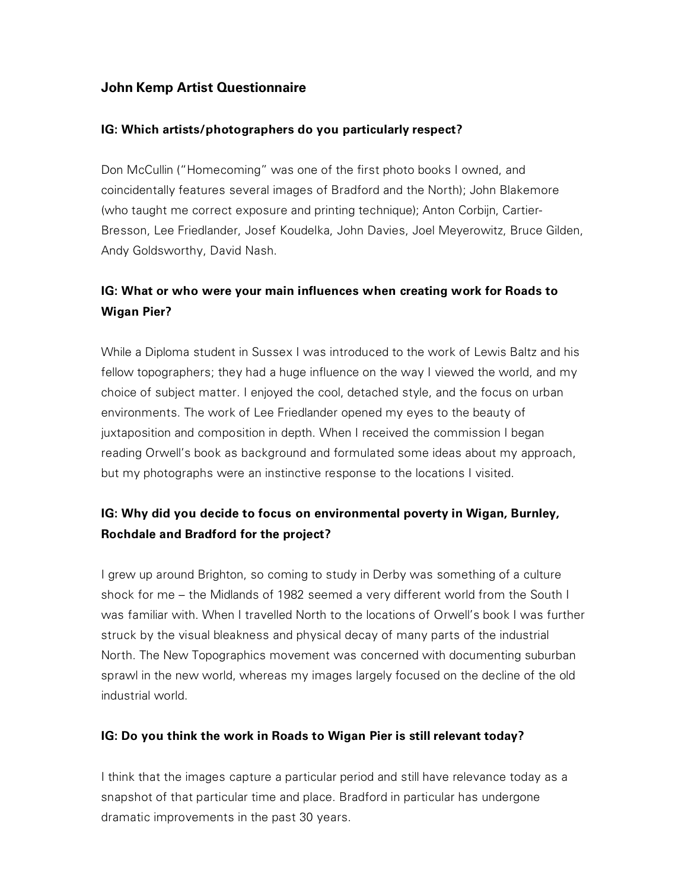## John Kemp Artist Questionnaire

**IG: Which artists/photographers do you particularly respect?**

Don McCullin ("Homecoming" was one of the first photo books I owned, and coincidentally features several images of Bradford and the North); John Blakemore (who taught me correct exposure and printing technique); Anton Corbijn, Cartier-Bresson, Lee Friedlander, Josef Koudelka, John Davies, Joel Meyerowitz, Bruce Gilden, Andy Goldsworthy, David Nash.

**IG: What or who were your main influences when creating work for Roads to Wigan Pier?**

While a Diploma student in Sussex I was introduced to the work of Lewis Baltz and his fellow topographers; they had a huge influence on the way I viewed the world, and my choice of subject matter. I enjoyed the cool, detached style, and the focus on urban environments. The work of Lee Friedlander opened my eyes to the beauty of juxtaposition and composition in depth. When I received the commission I began reading Orwell's book as background and formulated some ideas about my approach, but my photographs were an instinctive response to the locations I visited.

**IG: Why did you decide to focus on environmental poverty in Wigan, Burnley, Rochdale and Bradford for the project?**

I grew up around Brighton, so coming to study in Derby was something of a culture shock for me – the Midlands of 1982 seemed a very different world from the South I was familiar with. When I travelled North to the locations of Orwell's book I was further struck by the visual bleakness and physical decay of many parts of the industrial North. The New Topographics movement was concerned with documenting suburban sprawl in the new world, whereas my images largely focused on the decline of the old industrial world.

**IG: Do you think the work in Roads to Wigan Pier is still relevant today?**

I think that the images capture a particular period and still have relevance today as a snapshot of that particular time and place. Bradford in particular has undergone dramatic improvements in the past 30 years.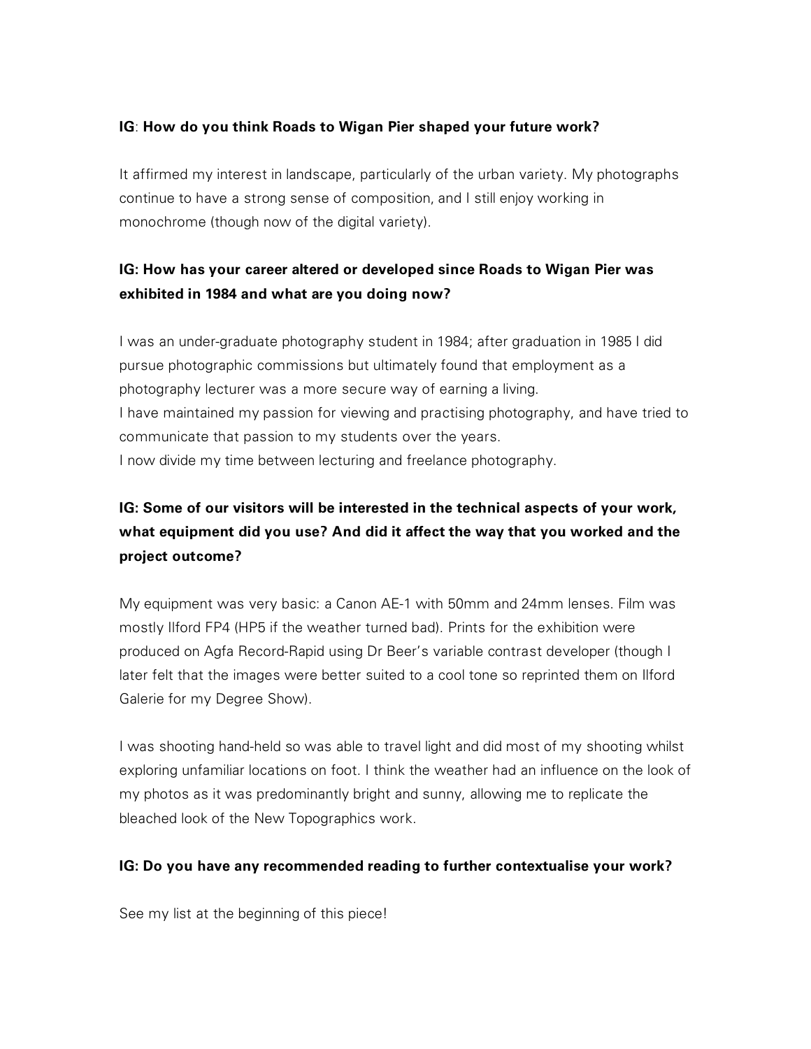**IG**: **How do you think Roads to Wigan Pier shaped your future work?**

It affirmed my interest in landscape, particularly of the urban variety. My photographs continue to have a strong sense of composition, and I still enjoy working in monochrome (though now of the digital variety).

**IG: How has your career altered or developed since Roads to Wigan Pier was exhibited in 1984 and what are you doing now?**

I was an under-graduate photography student in 1984; after graduation in 1985 I did pursue photographic commissions but ultimately found that employment as a photography lecturer was a more secure way of earning a living.
I have maintained my passion for viewing and practising photography, and have tried to communicate that passion to my students over the years.
I now divide my time between lecturing and freelance photography.

**IG: Some of our visitors will be interested in the technical aspects of your work, what equipment did you use? And did it affect the way that you worked and the project outcome?**

My equipment was very basic: a Canon AE-1 with 50mm and 24mm lenses. Film was mostly Ilford FP4 (HP5 if the weather turned bad). Prints for the exhibition were produced on Agfa Record-Rapid using Dr Beer's variable contrast developer (though I later felt that the images were better suited to a cool tone so reprinted them on Ilford Galerie for my Degree Show).

I was shooting hand-held so was able to travel light and did most of my shooting whilst exploring unfamiliar locations on foot. I think the weather had an influence on the look of my photos as it was predominantly bright and sunny, allowing me to replicate the bleached look of the New Topographics work.

**IG: Do you have any recommended reading to further contextualise your work?**

See my list at the beginning of this piece!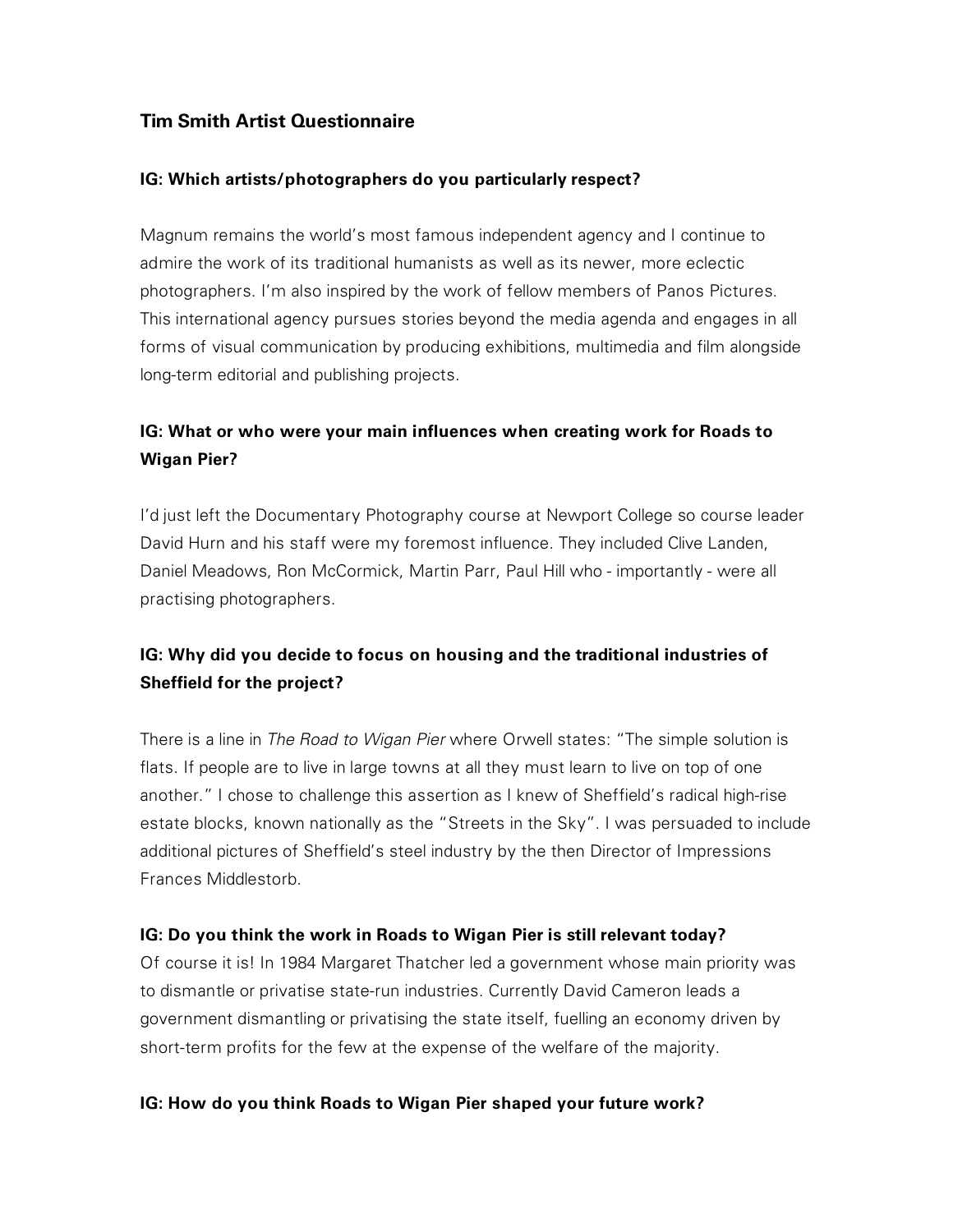## Tim Smith Artist Questionnaire

**IG: Which artists/photographers do you particularly respect?**

Magnum remains the world's most famous independent agency and I continue to admire the work of its traditional humanists as well as its newer, more eclectic photographers. I'm also inspired by the work of fellow members of Panos Pictures. This international agency pursues stories beyond the media agenda and engages in all forms of visual communication by producing exhibitions, multimedia and film alongside long-term editorial and publishing projects.

**IG: What or who were your main influences when creating work for Roads to Wigan Pier?**

I'd just left the Documentary Photography course at Newport College so course leader David Hurn and his staff were my foremost influence. They included Clive Landen, Daniel Meadows, Ron McCormick, Martin Parr, Paul Hill who - importantly - were all practising photographers.

**IG: Why did you decide to focus on housing and the traditional industries of Sheffield for the project?**

There is a line in *The Road to Wigan Pier* where Orwell states: "The simple solution is flats. If people are to live in large towns at all they must learn to live on top of one another." I chose to challenge this assertion as I knew of Sheffield's radical high-rise estate blocks, known nationally as the "Streets in the Sky". I was persuaded to include additional pictures of Sheffield's steel industry by the then Director of Impressions Frances Middlestorb.

**IG: Do you think the work in Roads to Wigan Pier is still relevant today?**

Of course it is! In 1984 Margaret Thatcher led a government whose main priority was to dismantle or privatise state-run industries. Currently David Cameron leads a government dismantling or privatising the state itself, fuelling an economy driven by short-term profits for the few at the expense of the welfare of the majority.

**IG: How do you think Roads to Wigan Pier shaped your future work?**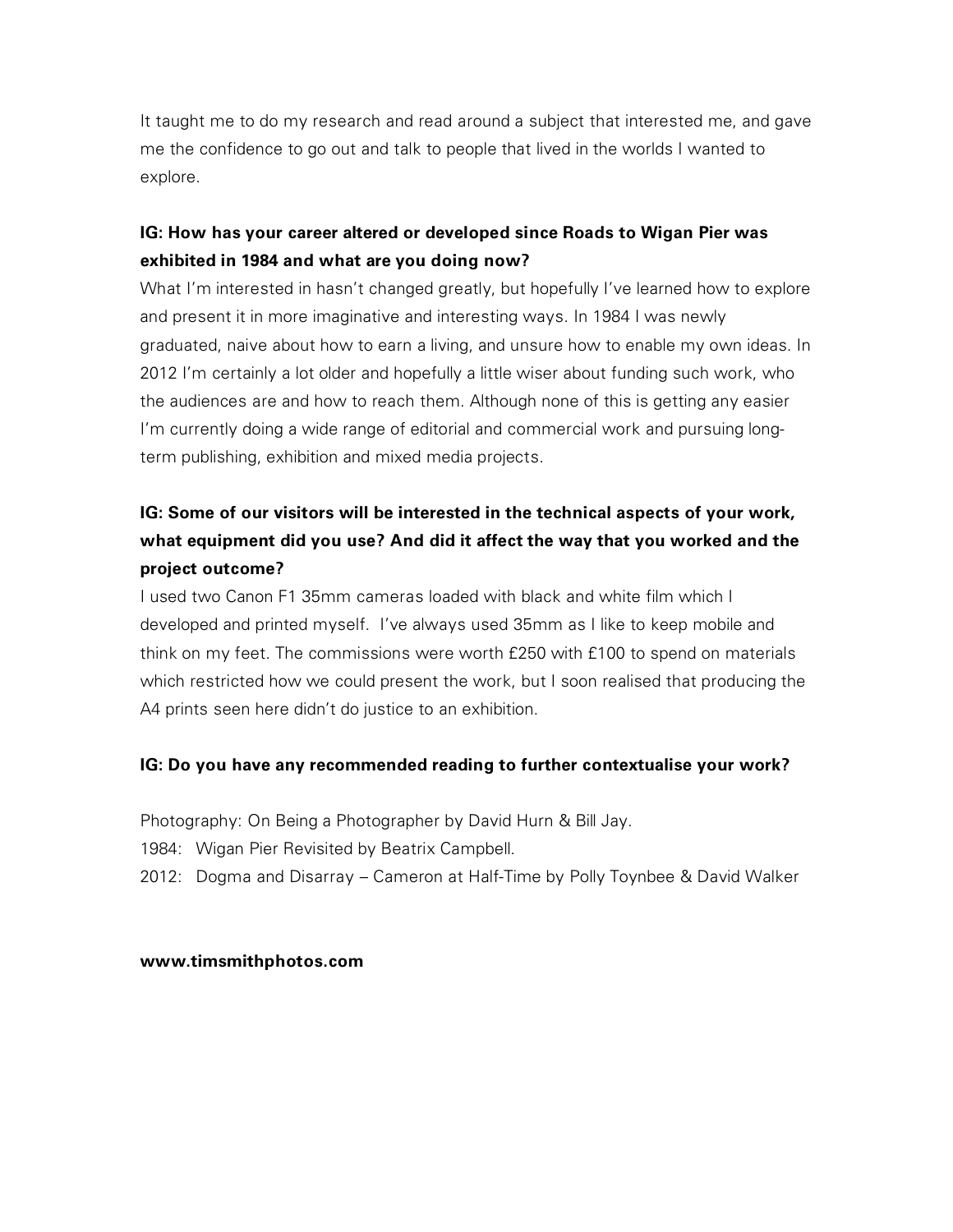It taught me to do my research and read around a subject that interested me, and gave me the confidence to go out and talk to people that lived in the worlds I wanted to explore.

**IG: How has your career altered or developed since Roads to Wigan Pier was exhibited in 1984 and what are you doing now?**

What I'm interested in hasn't changed greatly, but hopefully I've learned how to explore and present it in more imaginative and interesting ways. In 1984 I was newly graduated, naive about how to earn a living, and unsure how to enable my own ideas. In 2012 I'm certainly a lot older and hopefully a little wiser about funding such work, who the audiences are and how to reach them. Although none of this is getting any easier I'm currently doing a wide range of editorial and commercial work and pursuing long-term publishing, exhibition and mixed media projects.

**IG: Some of our visitors will be interested in the technical aspects of your work, what equipment did you use? And did it affect the way that you worked and the project outcome?**

I used two Canon F1 35mm cameras loaded with black and white film which I developed and printed myself. I've always used 35mm as I like to keep mobile and think on my feet. The commissions were worth £250 with £100 to spend on materials which restricted how we could present the work, but I soon realised that producing the A4 prints seen here didn't do justice to an exhibition.

**IG: Do you have any recommended reading to further contextualise your work?**

Photography: On Being a Photographer by David Hurn & Bill Jay.
1984: Wigan Pier Revisited by Beatrix Campbell.
2012: Dogma and Disarray – Cameron at Half-Time by Polly Toynbee & David Walker

**www.timsmithphotos.com**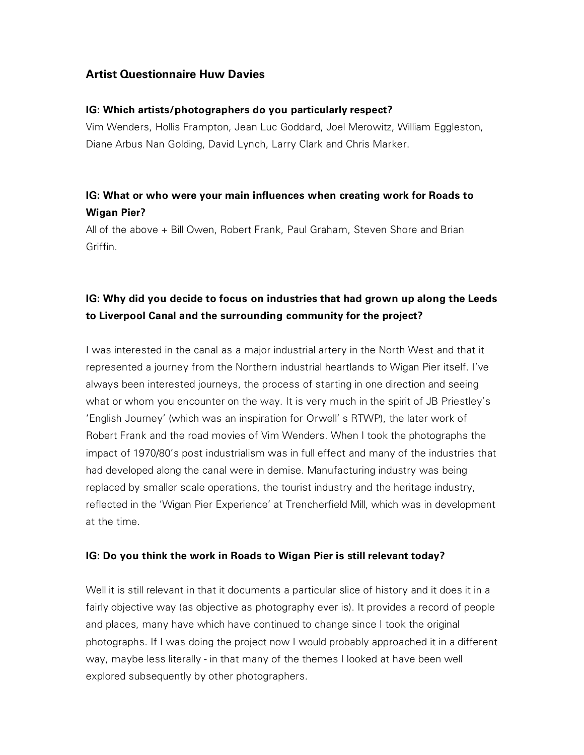## Artist Questionnaire Huw Davies

**IG: Which artists/photographers do you particularly respect?**

Vim Wenders, Hollis Frampton, Jean Luc Goddard, Joel Merowitz, William Eggleston, Diane Arbus Nan Golding, David Lynch, Larry Clark and Chris Marker.

**IG: What or who were your main influences when creating work for Roads to Wigan Pier?**

All of the above + Bill Owen, Robert Frank, Paul Graham, Steven Shore and Brian Griffin.

**IG: Why did you decide to focus on industries that had grown up along the Leeds to Liverpool Canal and the surrounding community for the project?**

I was interested in the canal as a major industrial artery in the North West and that it represented a journey from the Northern industrial heartlands to Wigan Pier itself. I've always been interested journeys, the process of starting in one direction and seeing what or whom you encounter on the way. It is very much in the spirit of JB Priestley's 'English Journey' (which was an inspiration for Orwell' s RTWP), the later work of Robert Frank and the road movies of Vim Wenders. When I took the photographs the impact of 1970/80's post industrialism was in full effect and many of the industries that had developed along the canal were in demise. Manufacturing industry was being replaced by smaller scale operations, the tourist industry and the heritage industry, reflected in the 'Wigan Pier Experience' at Trencherfield Mill, which was in development at the time.

**IG: Do you think the work in Roads to Wigan Pier is still relevant today?**

Well it is still relevant in that it documents a particular slice of history and it does it in a fairly objective way (as objective as photography ever is). It provides a record of people and places, many have which have continued to change since I took the original photographs. If I was doing the project now I would probably approached it in a different way, maybe less literally - in that many of the themes I looked at have been well explored subsequently by other photographers.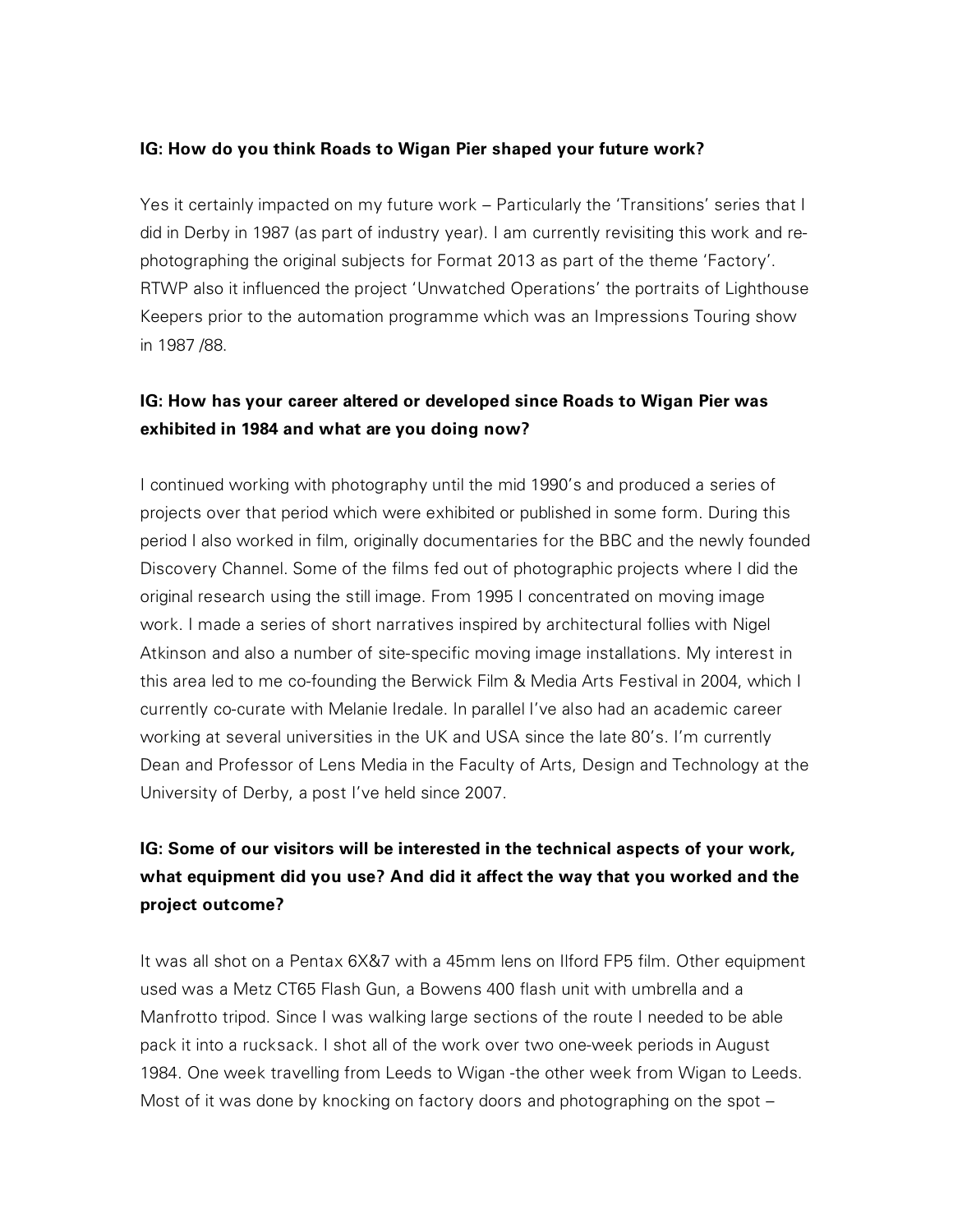**IG: How do you think Roads to Wigan Pier shaped your future work?**

Yes it certainly impacted on my future work – Particularly the 'Transitions' series that I did in Derby in 1987 (as part of industry year). I am currently revisiting this work and re-photographing the original subjects for Format 2013 as part of the theme 'Factory'. RTWP also it influenced the project 'Unwatched Operations' the portraits of Lighthouse Keepers prior to the automation programme which was an Impressions Touring show in 1987 /88.

**IG: How has your career altered or developed since Roads to Wigan Pier was exhibited in 1984 and what are you doing now?**

I continued working with photography until the mid 1990's and produced a series of projects over that period which were exhibited or published in some form. During this period I also worked in film, originally documentaries for the BBC and the newly founded Discovery Channel. Some of the films fed out of photographic projects where I did the original research using the still image. From 1995 I concentrated on moving image work. I made a series of short narratives inspired by architectural follies with Nigel Atkinson and also a number of site-specific moving image installations. My interest in this area led to me co-founding the Berwick Film & Media Arts Festival in 2004, which I currently co-curate with Melanie Iredale. In parallel I've also had an academic career working at several universities in the UK and USA since the late 80's. I'm currently Dean and Professor of Lens Media in the Faculty of Arts, Design and Technology at the University of Derby, a post I've held since 2007.

**IG: Some of our visitors will be interested in the technical aspects of your work, what equipment did you use? And did it affect the way that you worked and the project outcome?**

It was all shot on a Pentax 6X&7 with a 45mm lens on Ilford FP5 film. Other equipment used was a Metz CT65 Flash Gun, a Bowens 400 flash unit with umbrella and a Manfrotto tripod. Since I was walking large sections of the route I needed to be able pack it into a rucksack. I shot all of the work over two one-week periods in August 1984. One week travelling from Leeds to Wigan -the other week from Wigan to Leeds. Most of it was done by knocking on factory doors and photographing on the spot –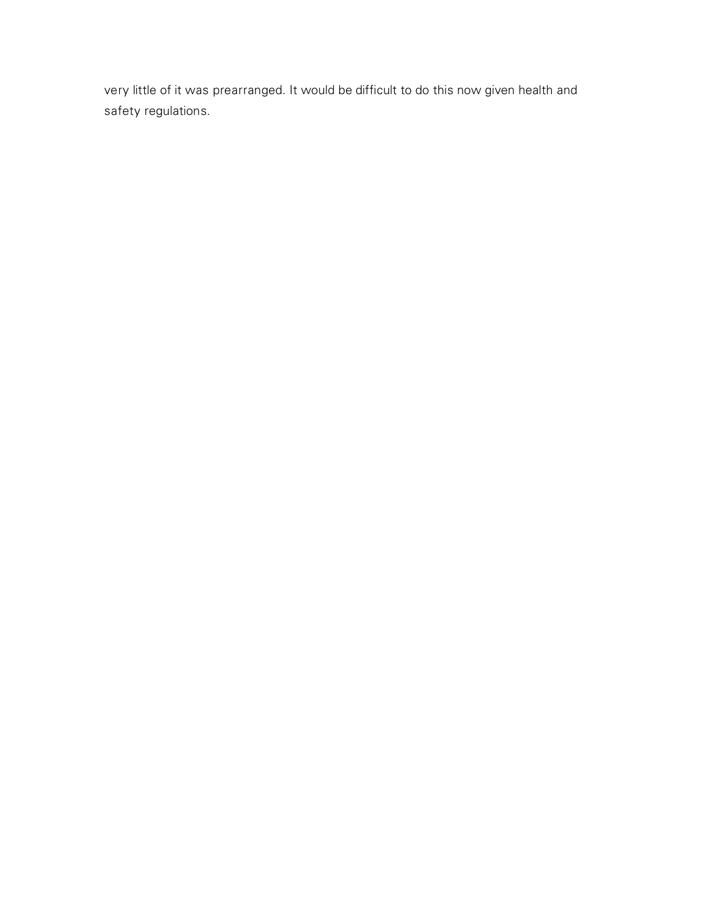very little of it was prearranged. It would be difficult to do this now given health and safety regulations.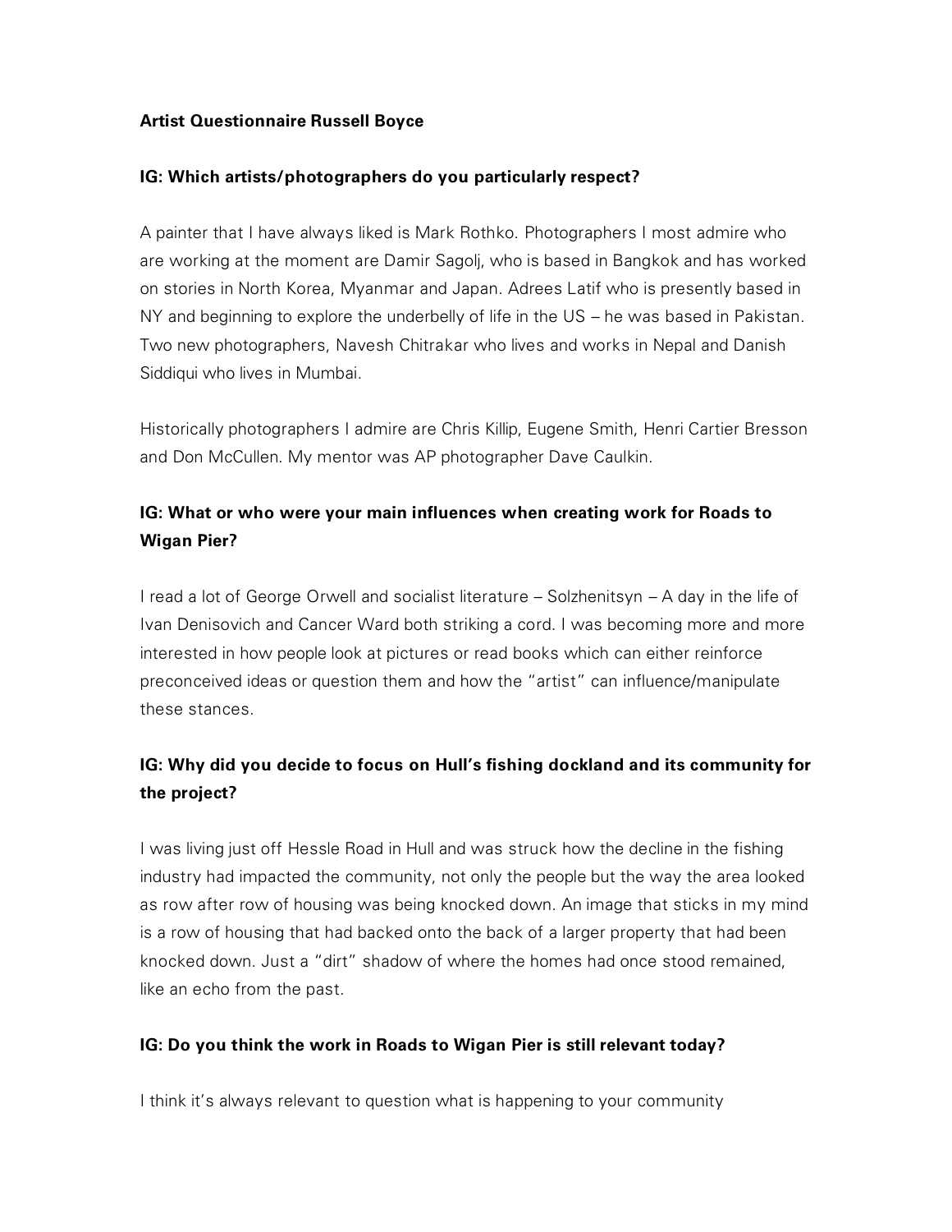**Artist Questionnaire Russell Boyce**

**IG: Which artists/photographers do you particularly respect?**

A painter that I have always liked is Mark Rothko. Photographers I most admire who are working at the moment are Damir Sagolj, who is based in Bangkok and has worked on stories in North Korea, Myanmar and Japan. Adrees Latif who is presently based in NY and beginning to explore the underbelly of life in the US – he was based in Pakistan. Two new photographers, Navesh Chitrakar who lives and works in Nepal and Danish Siddiqui who lives in Mumbai.

Historically photographers I admire are Chris Killip, Eugene Smith, Henri Cartier Bresson and Don McCullen. My mentor was AP photographer Dave Caulkin.

**IG: What or who were your main influences when creating work for Roads to Wigan Pier?**

I read a lot of George Orwell and socialist literature – Solzhenitsyn – A day in the life of Ivan Denisovich and Cancer Ward both striking a cord. I was becoming more and more interested in how people look at pictures or read books which can either reinforce preconceived ideas or question them and how the "artist" can influence/manipulate these stances.

**IG: Why did you decide to focus on Hull's fishing dockland and its community for the project?**

I was living just off Hessle Road in Hull and was struck how the decline in the fishing industry had impacted the community, not only the people but the way the area looked as row after row of housing was being knocked down. An image that sticks in my mind is a row of housing that had backed onto the back of a larger property that had been knocked down. Just a "dirt" shadow of where the homes had once stood remained, like an echo from the past.

**IG: Do you think the work in Roads to Wigan Pier is still relevant today?**

I think it's always relevant to question what is happening to your community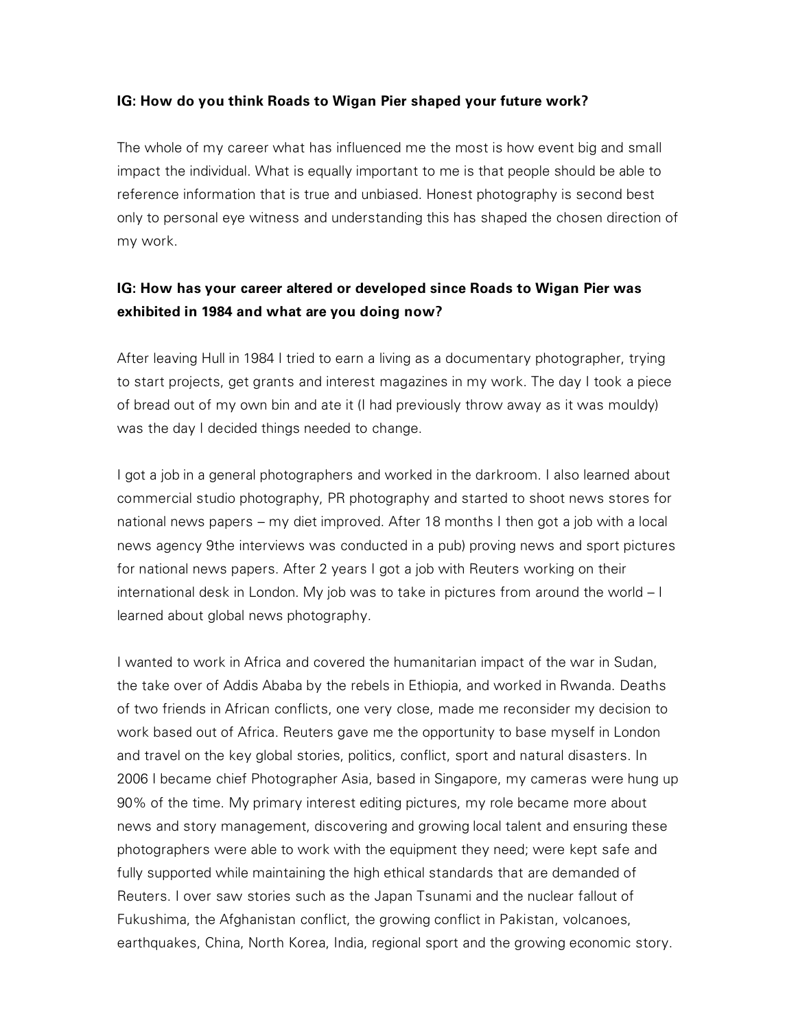**IG: How do you think Roads to Wigan Pier shaped your future work?**

The whole of my career what has influenced me the most is how event big and small impact the individual. What is equally important to me is that people should be able to reference information that is true and unbiased. Honest photography is second best only to personal eye witness and understanding this has shaped the chosen direction of my work.

**IG: How has your career altered or developed since Roads to Wigan Pier was exhibited in 1984 and what are you doing now?**

After leaving Hull in 1984 I tried to earn a living as a documentary photographer, trying to start projects, get grants and interest magazines in my work. The day I took a piece of bread out of my own bin and ate it (I had previously throw away as it was mouldy) was the day I decided things needed to change.

I got a job in a general photographers and worked in the darkroom. I also learned about commercial studio photography, PR photography and started to shoot news stores for national news papers – my diet improved. After 18 months I then got a job with a local news agency 9the interviews was conducted in a pub) proving news and sport pictures for national news papers. After 2 years I got a job with Reuters working on their international desk in London. My job was to take in pictures from around the world – I learned about global news photography.

I wanted to work in Africa and covered the humanitarian impact of the war in Sudan, the take over of Addis Ababa by the rebels in Ethiopia, and worked in Rwanda. Deaths of two friends in African conflicts, one very close, made me reconsider my decision to work based out of Africa. Reuters gave me the opportunity to base myself in London and travel on the key global stories, politics, conflict, sport and natural disasters. In 2006 I became chief Photographer Asia, based in Singapore, my cameras were hung up 90% of the time. My primary interest editing pictures, my role became more about news and story management, discovering and growing local talent and ensuring these photographers were able to work with the equipment they need; were kept safe and fully supported while maintaining the high ethical standards that are demanded of Reuters. I over saw stories such as the Japan Tsunami and the nuclear fallout of Fukushima, the Afghanistan conflict, the growing conflict in Pakistan, volcanoes, earthquakes, China, North Korea, India, regional sport and the growing economic story.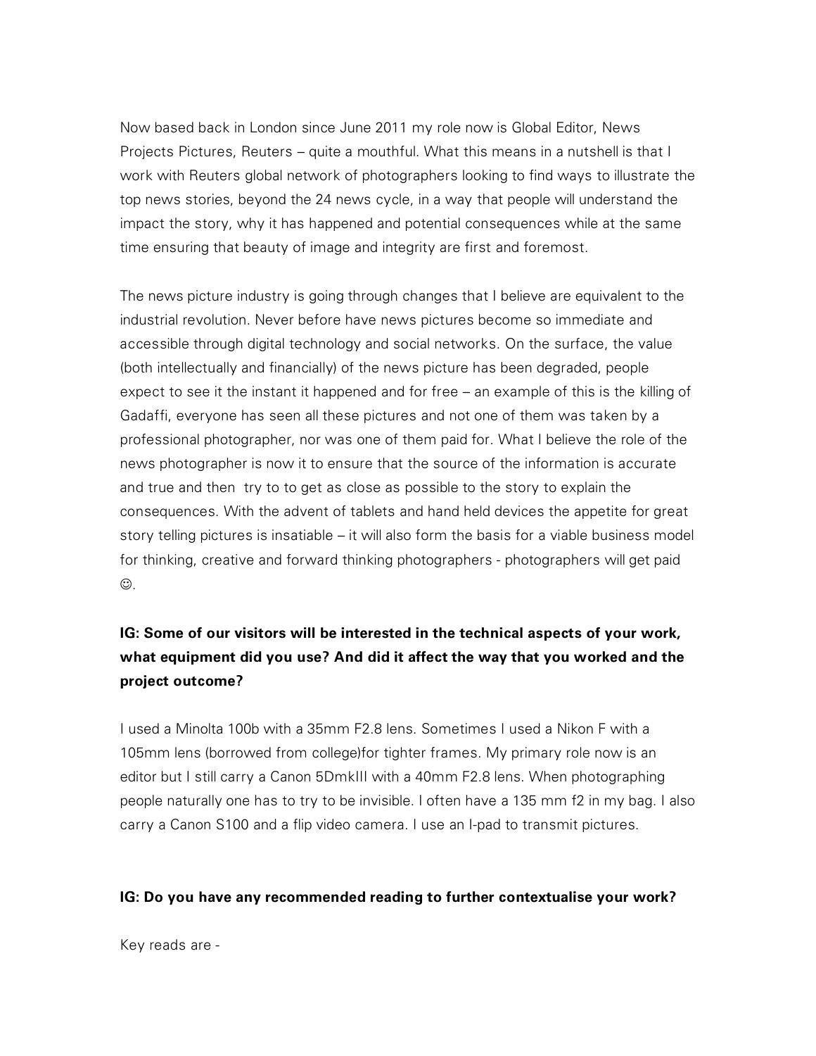Now based back in London since June 2011 my role now is Global Editor, News Projects Pictures, Reuters – quite a mouthful. What this means in a nutshell is that I work with Reuters global network of photographers looking to find ways to illustrate the top news stories, beyond the 24 news cycle, in a way that people will understand the impact the story, why it has happened and potential consequences while at the same time ensuring that beauty of image and integrity are first and foremost.

The news picture industry is going through changes that I believe are equivalent to the industrial revolution. Never before have news pictures become so immediate and accessible through digital technology and social networks. On the surface, the value (both intellectually and financially) of the news picture has been degraded, people expect to see it the instant it happened and for free – an example of this is the killing of Gadaffi, everyone has seen all these pictures and not one of them was taken by a professional photographer, nor was one of them paid for. What I believe the role of the news photographer is now it to ensure that the source of the information is accurate and true and then try to to get as close as possible to the story to explain the consequences. With the advent of tablets and hand held devices the appetite for great story telling pictures is insatiable – it will also form the basis for a viable business model for thinking, creative and forward thinking photographers - photographers will get paid ☺.

**IG: Some of our visitors will be interested in the technical aspects of your work, what equipment did you use? And did it affect the way that you worked and the project outcome?**

I used a Minolta 100b with a 35mm F2.8 lens. Sometimes I used a Nikon F with a 105mm lens (borrowed from college)for tighter frames. My primary role now is an editor but I still carry a Canon 5DmkIII with a 40mm F2.8 lens. When photographing people naturally one has to try to be invisible. I often have a 135 mm f2 in my bag. I also carry a Canon S100 and a flip video camera. I use an I-pad to transmit pictures.

**IG: Do you have any recommended reading to further contextualise your work?**

Key reads are -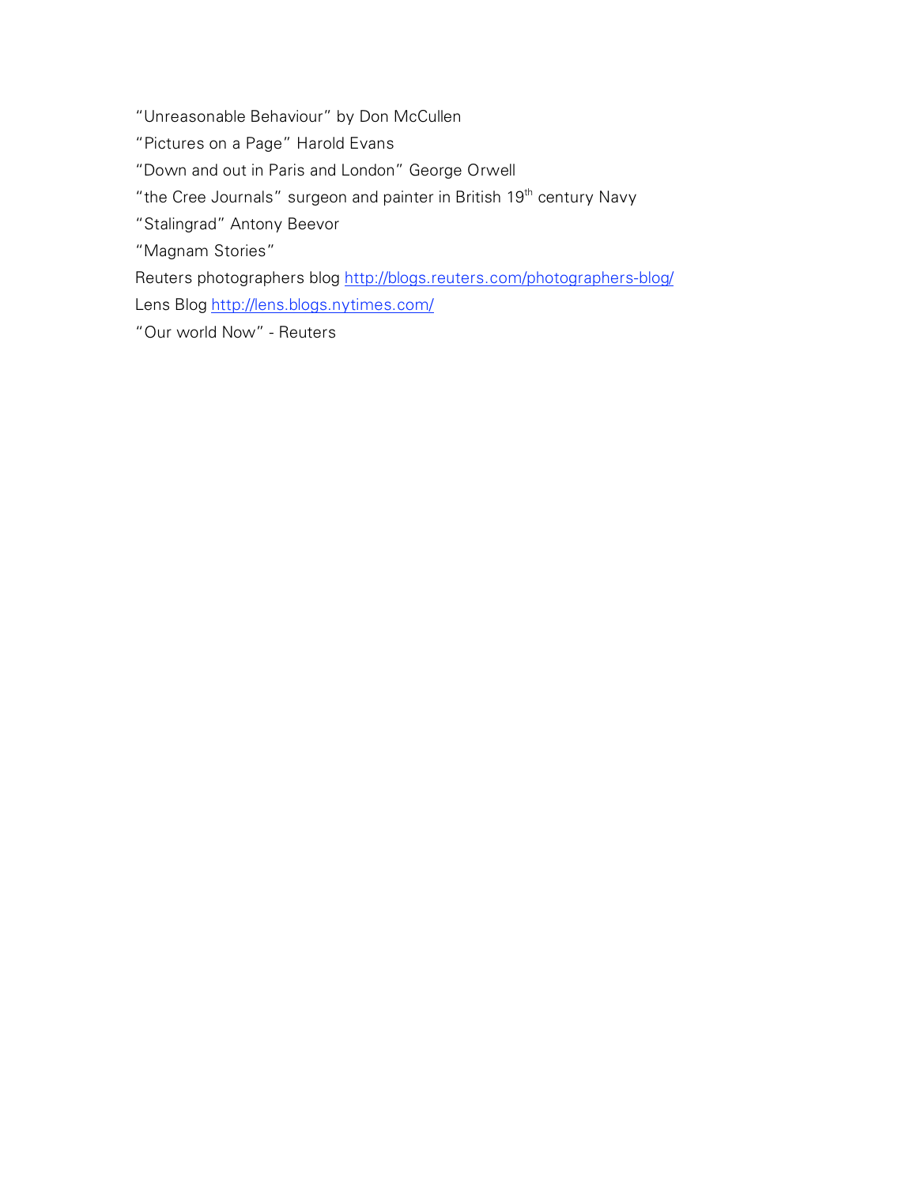“Unreasonable Behaviour” by Don McCullen

“Pictures on a Page” Harold Evans

“Down and out in Paris and London” George Orwell

“the Cree Journals” surgeon and painter in British 19th century Navy

“Stalingrad” Antony Beevor

“Magnam Stories”

Reuters photographers blog http://blogs.reuters.com/photographers-blog/

Lens Blog http://lens.blogs.nytimes.com/

“Our world Now” - Reuters